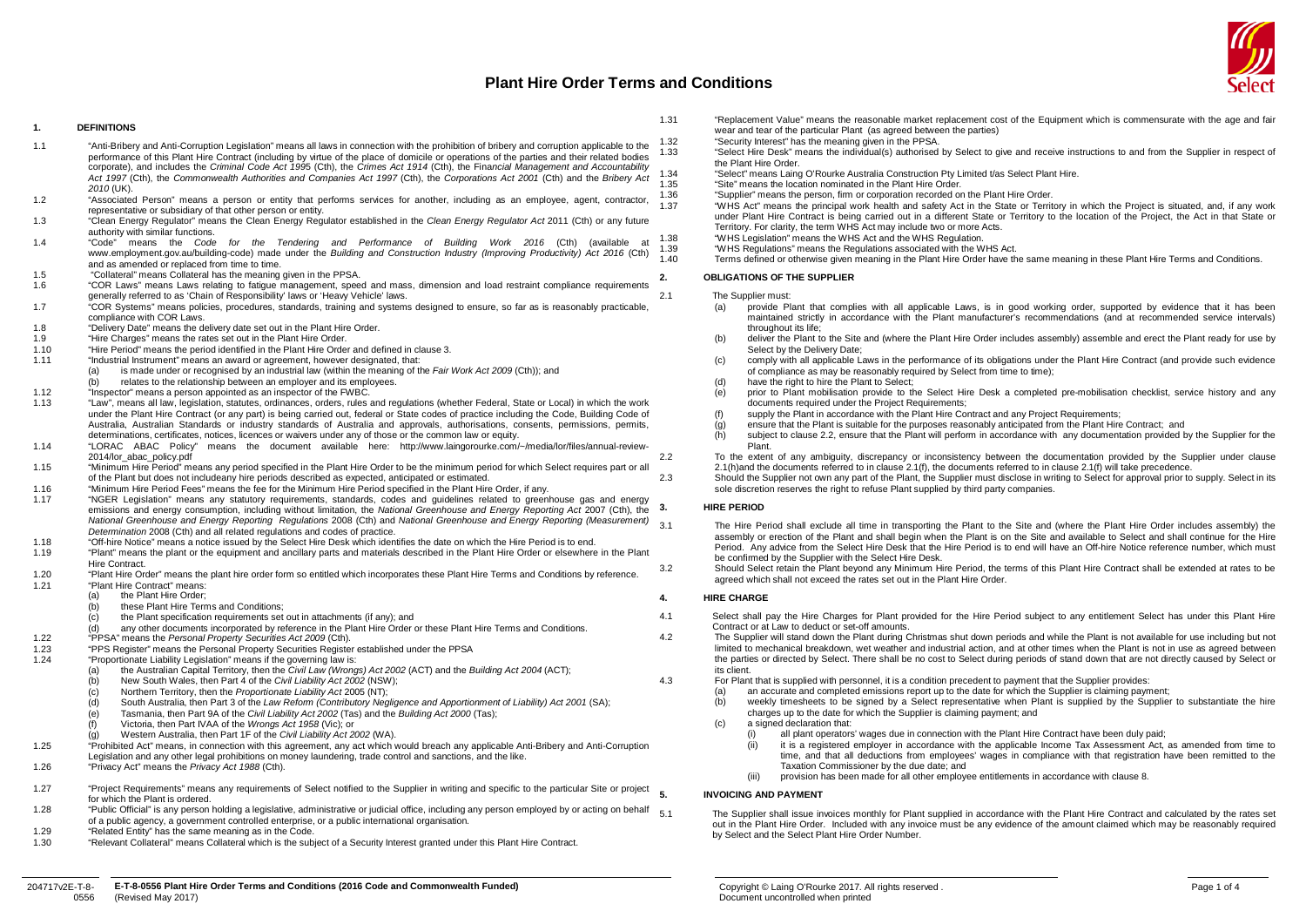# Plant Hire Order Terms and Conditions

## 1. DEFINITIONS

1.1 "Anti-Bribery and Anti-Corruption Legislation" means all laws in connection with the prohibition of bribery and corruption applicable to the performance of this Plant Hire Contract (including by virtue of the place of domicile or operations of the parties and their related bodies corporate), and includes the *Criminal Code Act 1995* (Cth), the *Crimes Act 1914* (Cth), the *Financial Management and Accountability Act 1997* (Cth), the *Commonwealth Authorities and Companies Act 1997* (Cth), the *Corporations Act 2001* (Cth) and the *Bribery Act 2010* (UK).

1.2 "Associated Person" means a person or entity that performs services for another, including as an employee, agent, contractor, representative or subsidiary of that other person or entity.

1.3 "Clean Energy Regulator" means the Clean Energy Regulator established in the *Clean Energy Regulator Act* 2011 (Cth) or any future authority with similar functions.

1.4 "Code" means the *Code for the Tendering and Performance of Building Work 2016* (Cth) (available at www.employment.gov.au/building-code) made under the *Building and Construction Industry (Improving Productivity) Act 2016* (Cth) and as amended or replaced from time to time.

1.5 "Collateral" means Collateral has the meaning given in the PPSA.

1.6 "COR Laws" means Laws relating to fatigue management, speed and mass, dimension and load restraint compliance requirements generally referred to as 'Chain of Responsibility' laws or 'Heavy Vehicle' laws.

1.7 "COR Systems" means policies, procedures, standards, training and systems designed to ensure, so far as is reasonably practicable, compliance with COR Laws.

1.8 "Delivery Date" means the delivery date set out in the Plant Hire Order.

1.9 "Hire Charges" means the rates set out in the Plant Hire Order.

1.10 "Hire Period" means the period identified in the Plant Hire Order and defined in clause 3.

1.11 "Industrial Instrument" means an award or agreement, however designated, that:

(a) is made under or recognised by an industrial law (within the meaning of the *Fair Work Act 2009* (Cth)); and

(b) relates to the relationship between an employer and its employees.

1.12 "Inspector" means a person appointed as an inspector of the FWBC.

1.13 "Law", means all law, legislation, statutes, ordinances, orders, rules and regulations (whether Federal, State or Local) in which work under the Plant Hire Contract (or any part) is being carried out, federal or State codes of practice including the Code, Building Code of Australia, Australian Standards or industry standards of Australia and approvals, authorisations, consents, permissions, permits, determinations, certificates, notices, licences or waivers under any of those or the common law or equity.

1.14 "LORAC ABAC Policy" means the document available here: http://www.laingorourke.com/~/media/lor/files/annual-review-2014/lor_abac_policy.pdf

1.15 "Minimum Hire Period" means any period specified in the Plant Hire Order to be the minimum period for which Select requires part or all of the Plant but does not includeany hire periods described as expected, anticipated or estimated.

1.16 "Minimum Hire Period Fees" means the fee for the Minimum Hire Period specified in the Plant Hire Order, if any.

1.17 "NGER Legislation" means any statutory requirements, standards, codes and guidelines related to greenhouse gas and energy emissions and energy consumption, including without limitation, the *National Greenhouse and Energy Reporting Act* 2007 (Cth), the *National Greenhouse and Energy Reporting Regulations* 2008 (Cth) and *National Greenhouse and Energy Reporting (Measurement) Determination* 2008 (Cth) and all related regulations and codes of practice.

1.18 "Off-hire Notice" means a notice issued by the Select Hire Desk which identifies the date on which the Hire Period is to end.

1.19 "Plant" means the plant or the equipment and ancillary parts and materials described in the Plant Hire Order or elsewhere in the Plant Hire Contract.

1.20 "Plant Hire Order" means the plant hire order form so entitled which incorporates these Plant Hire Terms and Conditions by reference.

1.21 "Plant Hire Contract" means:

(a) the Plant Hire Order;

(b) these Plant Hire Terms and Conditions;

(c) the Plant specification requirements set out in attachments (if any); and

(d) any other documents incorporated by reference in the Plant Hire Order or these Plant Hire Terms and Conditions.

1.22 "PPSA" means the *Personal Property Securities Act 2009* (Cth).

1.23 "PPS Register" means the Personal Property Securities Register established under the PPSA

1.24 "Proportionate Liability Legislation" means if the governing law is:

(a) the Australian Capital Territory, then the *Civil Law (Wrongs) Act 2002* (ACT) and the *Building Act 2004* (ACT);

(b) New South Wales, then Part 4 of the *Civil Liability Act 2002* (NSW);

(c) Northern Territory, then the *Proportionate Liability Act* 2005 (NT);

(d) South Australia, then Part 3 of the *Law Reform (Contributory Negligence and Apportionment of Liability) Act 2001* (SA);

(e) Tasmania, then Part 9A of the *Civil Liability Act 2002* (Tas) and the *Building Act 2000* (Tas);

(f) Victoria, then Part IVAA of the *Wrongs Act 1958* (Vic); or

(g) Western Australia, then Part 1F of the *Civil Liability Act 2002* (WA).

1.25 "Prohibited Act" means, in connection with this agreement, any act which would breach any applicable Anti-Bribery and Anti-Corruption Legislation and any other legal prohibitions on money laundering, trade control and sanctions, and the like.

1.26 "Privacy Act" means the *Privacy Act 1988* (Cth).

1.27 "Project Requirements" means any requirements of Select notified to the Supplier in writing and specific to the particular Site or project for which the Plant is ordered.

1.28 "Public Official" is any person holding a legislative, administrative or judicial office, including any person employed by or acting on behalf of a public agency, a government controlled enterprise, or a public international organisation.

1.29 "Related Entity" has the same meaning as in the Code.

1.30 "Relevant Collateral" means Collateral which is the subject of a Security Interest granted under this Plant Hire Contract.

1.31 "Replacement Value" means the reasonable market replacement cost of the Equipment which is commensurate with the age and fair wear and tear of the particular Plant (as agreed between the parties)

1.32 "Security Interest" has the meaning given in the PPSA.

1.33 "Select Hire Desk" means the individual(s) authorised by Select to give and receive instructions to and from the Supplier in respect of the Plant Hire Order.

1.34 "Select" means Laing O'Rourke Australia Construction Pty Limited t/as Select Plant Hire.

1.35 "Site" means the location nominated in the Plant Hire Order.

1.36 "Supplier" means the person, firm or corporation recorded on the Plant Hire Order.

1.37 "WHS Act" means the principal work health and safety Act in the State or Territory in which the Project is situated, and, if any work under Plant Hire Contract is being carried out in a different State or Territory to the location of the Project, the Act in that State or Territory. For clarity, the term WHS Act may include two or more Acts.

1.38 "WHS Legislation" means the WHS Act and the WHS Regulation.

1.39 "WHS Regulations" means the Regulations associated with the WHS Act.

1.40 Terms defined or otherwise given meaning in the Plant Hire Order have the same meaning in these Plant Hire Terms and Conditions.

## 2. OBLIGATIONS OF THE SUPPLIER

2.1 The Supplier must:

(a) provide Plant that complies with all applicable Laws, is in good working order, supported by evidence that it has been maintained strictly in accordance with the Plant manufacturer's recommendations (and at recommended service intervals) throughout its life;

(b) deliver the Plant to the Site and (where the Plant Hire Order includes assembly) assemble and erect the Plant ready for use by Select by the Delivery Date;

(c) comply with all applicable Laws in the performance of its obligations under the Plant Hire Contract (and provide such evidence of compliance as may be reasonably required by Select from time to time);

(d) have the right to hire the Plant to Select;

(e) prior to Plant mobilisation provide to the Select Hire Desk a completed pre-mobilisation checklist, service history and any documents required under the Project Requirements;

(f) supply the Plant in accordance with the Plant Hire Contract and any Project Requirements;

(g) ensure that the Plant is suitable for the purposes reasonably anticipated from the Plant Hire Contract; and

(h) subject to clause 2.2, ensure that the Plant will perform in accordance with any documentation provided by the Supplier for the Plant.

2.2 To the extent of any ambiguity, discrepancy or inconsistency between the documentation provided by the Supplier under clause 2.1(h)and the documents referred to in clause 2.1(f), the documents referred to in clause 2.1(f) will take precedence.

2.3 Should the Supplier not own any part of the Plant, the Supplier must disclose in writing to Select for approval prior to supply. Select in its sole discretion reserves the right to refuse Plant supplied by third party companies.

## 3. HIRE PERIOD

3.1 The Hire Period shall exclude all time in transporting the Plant to the Site and (where the Plant Hire Order includes assembly) the assembly or erection of the Plant and shall begin when the Plant is on the Site and available to Select and shall continue for the Hire Period. Any advice from the Select Hire Desk that the Hire Period is to end will have an Off-hire Notice reference number, which must be confirmed by the Supplier with the Select Hire Desk.

3.2 Should Select retain the Plant beyond any Minimum Hire Period, the terms of this Plant Hire Contract shall be extended at rates to be agreed which shall not exceed the rates set out in the Plant Hire Order.

## 4. HIRE CHARGE

4.1 Select shall pay the Hire Charges for Plant provided for the Hire Period subject to any entitlement Select has under this Plant Hire Contract or at Law to deduct or set-off amounts.

4.2 The Supplier will stand down the Plant during Christmas shut down periods and while the Plant is not available for use including but not limited to mechanical breakdown, wet weather and industrial action, and at other times when the Plant is not in use as agreed between the parties or directed by Select. There shall be no cost to Select during periods of stand down that are not directly caused by Select or its client.

4.3 For Plant that is supplied with personnel, it is a condition precedent to payment that the Supplier provides:

(a) an accurate and completed emissions report up to the date for which the Supplier is claiming payment;

(b) weekly timesheets to be signed by a Select representative when Plant is supplied by the Supplier to substantiate the hire charges up to the date for which the Supplier is claiming payment; and

(c) a signed declaration that:

(i) all plant operators' wages due in connection with the Plant Hire Contract have been duly paid;

(ii) it is a registered employer in accordance with the applicable Income Tax Assessment Act, as amended from time to time, and that all deductions from employees' wages in compliance with that registration have been remitted to the Taxation Commissioner by the due date; and

(iii) provision has been made for all other employee entitlements in accordance with clause 8.

## 5. INVOICING AND PAYMENT

5.1 The Supplier shall issue invoices monthly for Plant supplied in accordance with the Plant Hire Contract and calculated by the rates set out in the Plant Hire Order. Included with any invoice must be any evidence of the amount claimed which may be reasonably required by Select and the Select Plant Hire Order Number.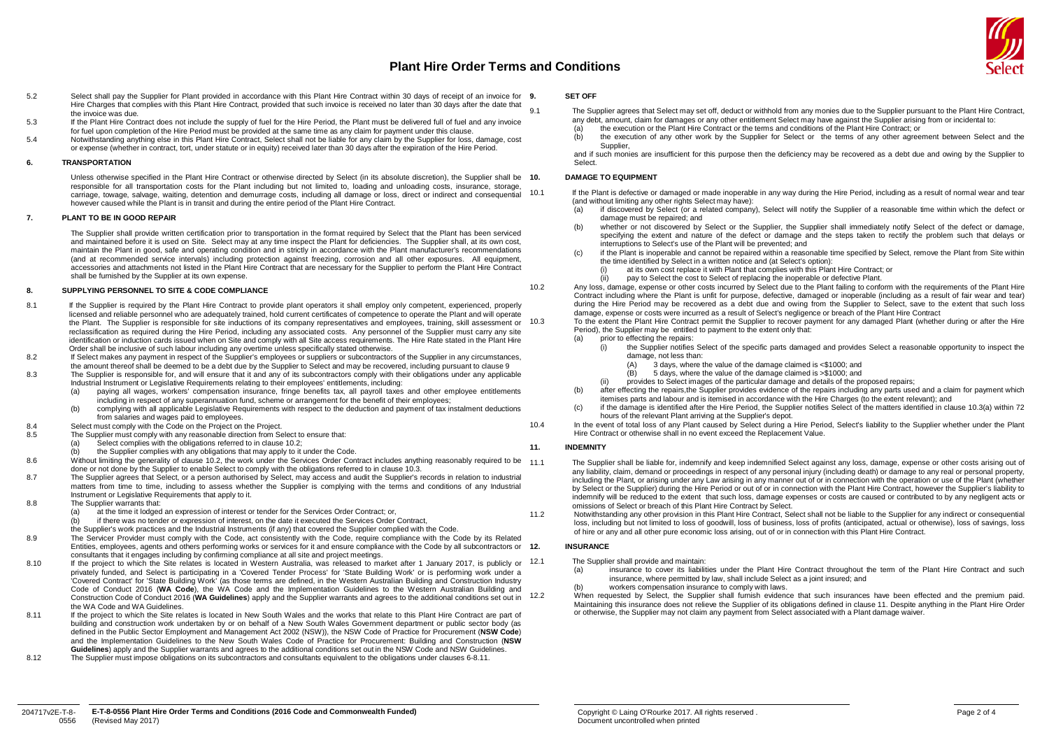# Plant Hire Order Terms and Conditions

5.2 Select shall pay the Supplier for Plant provided in accordance with this Plant Hire Contract within 30 days of receipt of an invoice for Hire Charges that complies with this Plant Hire Contract, provided that such invoice is received no later than 30 days after the date that the invoice was due.

5.3 If the Plant Hire Contract does not include the supply of fuel for the Hire Period, the Plant must be delivered full of fuel and any invoice for fuel upon completion of the Hire Period must be provided at the same time as any claim for payment under this clause.

5.4 Notwithstanding anything else in this Plant Hire Contract, Select shall not be liable for any claim by the Supplier for loss, damage, cost or expense (whether in contract, tort, under statute or in equity) received later than 30 days after the expiration of the Hire Period.

## 6. TRANSPORTATION

Unless otherwise specified in the Plant Hire Contract or otherwise directed by Select (in its absolute discretion), the Supplier shall be responsible for all transportation costs for the Plant including but not limited to, loading and unloading costs, insurance, storage, carriage, towage, salvage, waiting, detention and demurrage costs, including all damage or loss, direct or indirect and consequential however caused while the Plant is in transit and during the entire period of the Plant Hire Contract.

## 7. PLANT TO BE IN GOOD REPAIR

The Supplier shall provide written certification prior to transportation in the format required by Select that the Plant has been serviced and maintained before it is used on Site. Select may at any time inspect the Plant for deficiencies. The Supplier shall, at its own cost, maintain the Plant in good, safe and operating condition and in strictly in accordance with the Plant manufacturer's recommendations (and at recommended service intervals) including protection against freezing, corrosion and all other exposures. All equipment, accessories and attachments not listed in the Plant Hire Contract that are necessary for the Supplier to perform the Plant Hire Contract shall be furnished by the Supplier at its own expense.

## 8. SUPPLYING PERSONNEL TO SITE & CODE COMPLIANCE

8.1 If the Supplier is required by the Plant Hire Contract to provide plant operators it shall employ only competent, experienced, properly licensed and reliable personnel who are adequately trained, hold current certificates of competence to operate the Plant and will operate the Plant. The Supplier is responsible for site inductions of its company representatives and employees, training, skill assessment or reclassification as required during the Hire Period, including any associated costs. Any personnel of the Supplier must carry any site identification or induction cards issued when on Site and comply with all Site access requirements. The Hire Rate stated in the Plant Hire Order shall be inclusive of such labour including any overtime unless specifically stated otherwise.

8.2 If Select makes any payment in respect of the Supplier's employees or suppliers or subcontractors of the Supplier in any circumstances, the amount thereof shall be deemed to be a debt due by the Supplier to Select and may be recovered, including pursuant to clause 9

8.3 The Supplier is responsible for, and will ensure that it and any of its subcontractors comply with their obligations under any applicable Industrial Instrument or Legislative Requirements relating to their employees' entitlements, including:

(a) paying all wages, workers' compensation insurance, fringe benefits tax, all payroll taxes and other employee entitlements including in respect of any superannuation fund, scheme or arrangement for the benefit of their employees;

(b) complying with all applicable Legislative Requirements with respect to the deduction and payment of tax instalment deductions from salaries and wages paid to employees.

8.4 Select must comply with the Code on the Project on the Project.

8.5 The Supplier must comply with any reasonable direction from Select to ensure that:

(a) Select complies with the obligations referred to in clause 10.2;

(b) the Supplier complies with any obligations that may apply to it under the Code.

8.6 Without limiting the generality of clause 10.2, the work under the Services Order Contract includes anything reasonably required to be done or not done by the Supplier to enable Select to comply with the obligations referred to in clause 10.3.

8.7 The Supplier agrees that Select, or a person authorised by Select, may access and audit the Supplier's records in relation to industrial matters from time to time, including to assess whether the Supplier is complying with the terms and conditions of any Industrial Instrument or Legislative Requirements that apply to it.

8.8 The Supplier warrants that:

(a) at the time it lodged an expression of interest or tender for the Services Order Contract; or,

(b) if there was no tender or expression of interest, on the date it executed the Services Order Contract,

the Supplier's work practices and the Industrial Instruments (if any) that covered the Supplier complied with the Code.

8.9 The Servicer Provider must comply with the Code, act consistently with the Code, require compliance with the Code by its Related Entities, employees, agents and others performing works or services for it and ensure compliance with the Code by all subcontractors or consultants that it engages including by confirming compliance at all site and project meetings.

8.10 If the project to which the Site relates is located in Western Australia, was released to market after 1 January 2017, is publicly or privately funded, and Select is participating in a 'Covered Tender Process' for 'State Building Work' or is performing work under a 'Covered Contract' for 'State Building Work' (as those terms are defined, in the Western Australian Building and Construction Industry Code of Conduct 2016 (**WA Code**), the WA Code and the Implementation Guidelines to the Western Australian Building and Construction Code of Conduct 2016 (**WA Guidelines**) apply and the Supplier warrants and agrees to the additional conditions set out in the WA Code and WA Guidelines.

8.11 If the project to which the Site relates is located in New South Wales and the works that relate to this Plant Hire Contract are part of building and construction work undertaken by or on behalf of a New South Wales Government department or public sector body (as defined in the Public Sector Employment and Management Act 2002 (NSW)), the NSW Code of Practice for Procurement (**NSW Code**) and the Implementation Guidelines to the New South Wales Code of Practice for Procurement: Building and Construction (**NSW Guidelines**) apply and the Supplier warrants and agrees to the additional conditions set out in the NSW Code and NSW Guidelines.

8.12 The Supplier must impose obligations on its subcontractors and consultants equivalent to the obligations under clauses 6-8.11.

## 9. SET OFF

9.1 The Supplier agrees that Select may set off, deduct or withhold from any monies due to the Supplier pursuant to the Plant Hire Contract, any debt, amount, claim for damages or any other entitlement Select may have against the Supplier arising from or incidental to:

(a) the execution or the Plant Hire Contract or the terms and conditions of the Plant Hire Contract; or

(b) the execution of any other work by the Supplier for Select or the terms of any other agreement between Select and the Supplier,

and if such monies are insufficient for this purpose then the deficiency may be recovered as a debt due and owing by the Supplier to Select.

## 10. DAMAGE TO EQUIPMENT

10.1 If the Plant is defective or damaged or made inoperable in any way during the Hire Period, including as a result of normal wear and tear (and without limiting any other rights Select may have):

(a) if discovered by Select (or a related company), Select will notify the Supplier of a reasonable time within which the defect or damage must be repaired; and

(b) whether or not discovered by Select or the Supplier, the Supplier shall immediately notify Select of the defect or damage, specifying the extent and nature of the defect or damage and the steps taken to rectify the problem such that delays or interruptions to Select's use of the Plant will be prevented; and

(c) if the Plant is inoperable and cannot be repaired within a reasonable time specified by Select, remove the Plant from Site within the time identified by Select in a written notice and (at Select's option):

(i) at its own cost replace it with Plant that complies with this Plant Hire Contract; or

(ii) pay to Select the cost to Select of replacing the inoperable or defective Plant.

10.2 Any loss, damage, expense or other costs incurred by Select due to the Plant failing to conform with the requirements of the Plant Hire Contract including where the Plant is unfit for purpose, defective, damaged or inoperable (including as a result of fair wear and tear) during the Hire Period may be recovered as a debt due and owing from the Supplier to Select, save to the extent that such loss damage, expense or costs were incurred as a result of Select's negligence or breach of the Plant Hire Contract

10.3 To the extent the Plant Hire Contract permit the Supplier to recover payment for any damaged Plant (whether during or after the Hire Period), the Supplier may be entitled to payment to the extent only that:

(a) prior to effecting the repairs:

(i) the Supplier notifies Select of the specific parts damaged and provides Select a reasonable opportunity to inspect the damage, not less than:

(A) 3 days, where the value of the damage claimed is <$1000; and

(B) 5 days, where the value of the damage claimed is >$1000; and

(ii) provides to Select images of the particular damage and details of the proposed repairs;

(b) after effecting the repairs,the Supplier provides evidence of the repairs including any parts used and a claim for payment which itemises parts and labour and is itemised in accordance with the Hire Charges (to the extent relevant); and

(c) if the damage is identified after the Hire Period, the Supplier notifies Select of the matters identified in clause 10.3(a) within 72 hours of the relevant Plant arriving at the Supplier's depot.

10.4 In the event of total loss of any Plant caused by Select during a Hire Period, Select's liability to the Supplier whether under the Plant Hire Contract or otherwise shall in no event exceed the Replacement Value.

## 11. INDEMNITY

11.1 The Supplier shall be liable for, indemnify and keep indemnified Select against any loss, damage, expense or other costs arising out of any liability, claim, demand or proceedings in respect of any personal injury (including death) or damage to any real or personal property, including the Plant, or arising under any Law arising in any manner out of or in connection with the operation or use of the Plant (whether by Select or the Supplier) during the Hire Period or out of or in connection with the Plant Hire Contract, however the Supplier's liability to indemnify will be reduced to the extent that such loss, damage expenses or costs are caused or contributed to by any negligent acts or omissions of Select or breach of this Plant Hire Contract by Select.

11.2 Notwithstanding any other provision in this Plant Hire Contract, Select shall not be liable to the Supplier for any indirect or consequential loss, including but not limited to loss of goodwill, loss of business, loss of profits (anticipated, actual or otherwise), loss of savings, loss of hire or any and all other pure economic loss arising, out of or in connection with this Plant Hire Contract.

## 12. INSURANCE

12.1 The Supplier shall provide and maintain:

(a) insurance to cover its liabilities under the Plant Hire Contract throughout the term of the Plant Hire Contract and such insurance, where permitted by law, shall include Select as a joint insured; and

(b) workers compensation insurance to comply with laws.

12.2 When requested by Select, the Supplier shall furnish evidence that such insurances have been effected and the premium paid. Maintaining this insurance does not relieve the Supplier of its obligations defined in clause 11. Despite anything in the Plant Hire Order or otherwise, the Supplier may not claim any payment from Select associated with a Plant damage waiver.

204717v2E-T-8-0556 **E-T-8-0556 Plant Hire Order Terms and Conditions (2016 Code and Commonwealth Funded)** (Revised May 2017)

Copyright © Laing O'Rourke 2017. All rights reserved . Document uncontrolled when printed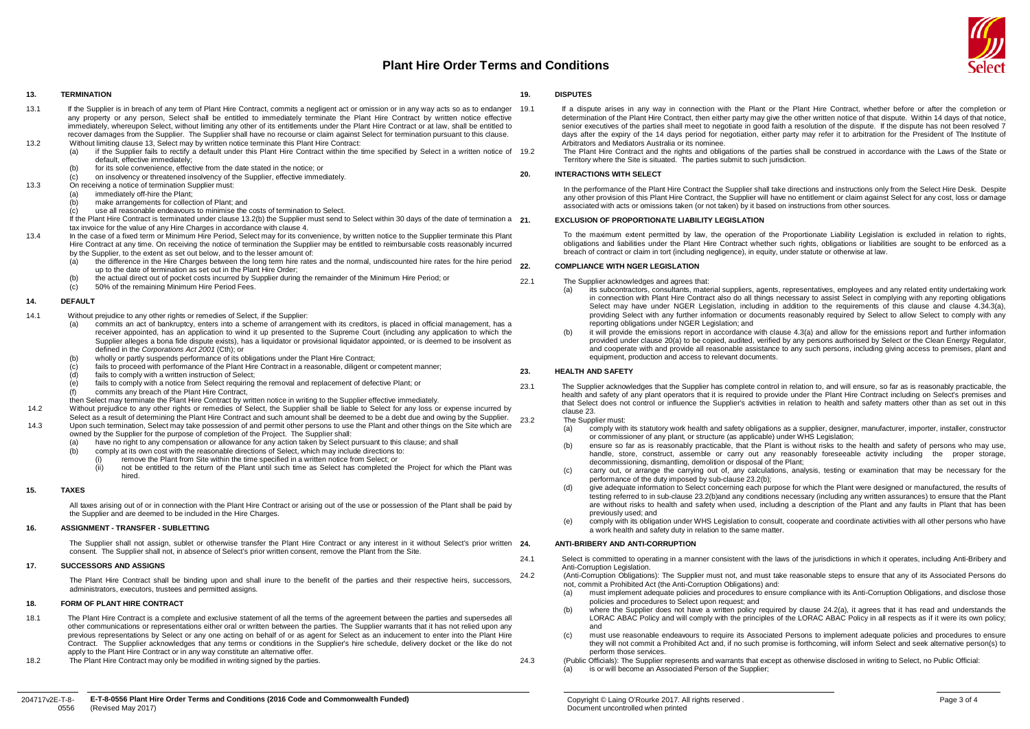# Plant Hire Order Terms and Conditions

## 13. TERMINATION

13.1 If the Supplier is in breach of any term of Plant Hire Contract, commits a negligent act or omission or in any way acts so as to endanger any property or any person, Select shall be entitled to immediately terminate the Plant Hire Contract by written notice effective immediately, whereupon Select, without limiting any other of its entitlements under the Plant Hire Contract or at law, shall be entitled to recover damages from the Supplier. The Supplier shall have no recourse or claim against Select for termination pursuant to this clause.

13.2 Without limiting clause 13, Select may by written notice terminate this Plant Hire Contract:

(a) if the Supplier fails to rectify a default under this Plant Hire Contract within the time specified by Select in a written notice of default, effective immediately;

(b) for its sole convenience, effective from the date stated in the notice; or

(c) on insolvency or threatened insolvency of the Supplier, effective immediately.

13.3 On receiving a notice of termination Supplier must:

(a) immediately off-hire the Plant;

(b) make arrangements for collection of Plant; and

(c) use all reasonable endeavours to minimise the costs of termination to Select.

If the Plant Hire Contract is terminated under clause 13.2(b) the Supplier must send to Select within 30 days of the date of termination a tax invoice for the value of any Hire Charges in accordance with clause 4.

13.4 In the case of a fixed term or Minimum Hire Period, Select may for its convenience, by written notice to the Supplier terminate this Plant Hire Contract at any time. On receiving the notice of termination the Supplier may be entitled to reimbursable costs reasonably incurred by the Supplier, to the extent as set out below, and to the lesser amount of:

(a) the difference in the Hire Charges between the long term hire rates and the normal, undiscounted hire rates for the hire period up to the date of termination as set out in the Plant Hire Order;

(b) the actual direct out of pocket costs incurred by Supplier during the remainder of the Minimum Hire Period; or

(c) 50% of the remaining Minimum Hire Period Fees.

## 14. DEFAULT

14.1 Without prejudice to any other rights or remedies of Select, if the Supplier:

(a) commits an act of bankruptcy, enters into a scheme of arrangement with its creditors, is placed in official management, has a receiver appointed, has an application to wind it up presented to the Supreme Court (including any application to which the Supplier alleges a bona fide dispute exists), has a liquidator or provisional liquidator appointed, or is deemed to be insolvent as defined in the *Corporations Act 2001* (Cth); or

(b) wholly or partly suspends performance of its obligations under the Plant Hire Contract;

(c) fails to proceed with performance of the Plant Hire Contract in a reasonable, diligent or competent manner;

(d) fails to comply with a written instruction of Select;

(e) fails to comply with a notice from Select requiring the removal and replacement of defective Plant; or

(f) commits any breach of the Plant Hire Contract,

then Select may terminate the Plant Hire Contract by written notice in writing to the Supplier effective immediately.

14.2 Without prejudice to any other rights or remedies of Select, the Supplier shall be liable to Select for any loss or expense incurred by Select as a result of determining the Plant Hire Contract and such amount shall be deemed to be a debt due and owing by the Supplier.

14.3 Upon such termination, Select may take possession of and permit other persons to use the Plant and other things on the Site which are owned by the Supplier for the purpose of completion of the Project. The Supplier shall:

(a) have no right to any compensation or allowance for any action taken by Select pursuant to this clause; and shall

(b) comply at its own cost with the reasonable directions of Select, which may include directions to:

(i) remove the Plant from Site within the time specified in a written notice from Select; or

(ii) not be entitled to the return of the Plant until such time as Select has completed the Project for which the Plant was hired.

## 15. TAXES

All taxes arising out of or in connection with the Plant Hire Contract or arising out of the use or possession of the Plant shall be paid by the Supplier and are deemed to be included in the Hire Charges.

## 16. ASSIGNMENT - TRANSFER - SUBLETTING

The Supplier shall not assign, sublet or otherwise transfer the Plant Hire Contract or any interest in it without Select's prior written consent. The Supplier shall not, in absence of Select's prior written consent, remove the Plant from the Site.

## 17. SUCCESSORS AND ASSIGNS

The Plant Hire Contract shall be binding upon and shall inure to the benefit of the parties and their respective heirs, successors, administrators, executors, trustees and permitted assigns.

## 18. FORM OF PLANT HIRE CONTRACT

18.1 The Plant Hire Contract is a complete and exclusive statement of all the terms of the agreement between the parties and supersedes all other communications or representations either oral or written between the parties. The Supplier warrants that it has not relied upon any previous representations by Select or any one acting on behalf of or as agent for Select as an inducement to enter into the Plant Hire Contract. The Supplier acknowledges that any terms or conditions in the Supplier's hire schedule, delivery docket or the like do not apply to the Plant Hire Contract or in any way constitute an alternative offer.

18.2 The Plant Hire Contract may only be modified in writing signed by the parties.

## 19. DISPUTES

19.1 If a dispute arises in any way in connection with the Plant or the Plant Hire Contract, whether before or after the completion or determination of the Plant Hire Contract, then either party may give the other written notice of that dispute. Within 14 days of that notice, senior executives of the parties shall meet to negotiate in good faith a resolution of the dispute. If the dispute has not been resolved 7 days after the expiry of the 14 days period for negotiation, either party may refer it to arbitration for the President of The Institute of Arbitrators and Mediators Australia or its nominee.

19.2 The Plant Hire Contract and the rights and obligations of the parties shall be construed in accordance with the Laws of the State or Territory where the Site is situated. The parties submit to such jurisdiction.

## 20. INTERACTIONS WITH SELECT

In the performance of the Plant Hire Contract the Supplier shall take directions and instructions only from the Select Hire Desk. Despite any other provision of this Plant Hire Contract, the Supplier will have no entitlement or claim against Select for any cost, loss or damage associated with acts or omissions taken (or not taken) by it based on instructions from other sources.

## 21. EXCLUSION OF PROPORTIONATE LIABILITY LEGISLATION

To the maximum extent permitted by law, the operation of the Proportionate Liability Legislation is excluded in relation to rights, obligations and liabilities under the Plant Hire Contract whether such rights, obligations or liabilities are sought to be enforced as a breach of contract or claim in tort (including negligence), in equity, under statute or otherwise at law.

## 22. COMPLIANCE WITH NGER LEGISLATION

22.1 The Supplier acknowledges and agrees that:

(a) its subcontractors, consultants, material suppliers, agents, representatives, employees and any related entity undertaking work in connection with Plant Hire Contract also do all things necessary to assist Select in complying with any reporting obligations Select may have under NGER Legislation, including in addition to the requirements of this clause and clause 4.34.3(a), providing Select with any further information or documents reasonably required by Select to allow Select to comply with any reporting obligations under NGER Legislation; and

(b) it will provide the emissions report in accordance with clause 4.3(a) and allow for the emissions report and further information provided under clause 20(a) to be copied, audited, verified by any persons authorised by Select or the Clean Energy Regulator, and cooperate with and provide all reasonable assistance to any such persons, including giving access to premises, plant and equipment, production and access to relevant documents.

## 23. HEALTH AND SAFETY

23.1 The Supplier acknowledges that the Supplier has complete control in relation to, and will ensure, so far as is reasonably practicable, the health and safety of any plant operators that it is required to provide under the Plant Hire Contract including on Select's premises and that Select does not control or influence the Supplier's activities in relation to health and safety matters other than as set out in this clause 23.

23.2 The Supplier must:

(a) comply with its statutory work health and safety obligations as a supplier, designer, manufacturer, importer, installer, constructor or commissioner of any plant, or structure (as applicable) under WHS Legislation;

(b) ensure so far as is reasonably practicable, that the Plant is without risks to the health and safety of persons who may use, handle, store, construct, assemble or carry out any reasonably foreseeable activity including the proper storage, decommissioning, dismantling, demolition or disposal of the Plant;

(c) carry out, or arrange the carrying out of, any calculations, analysis, testing or examination that may be necessary for the performance of the duty imposed by sub-clause 23.2(b);

(d) give adequate information to Select concerning each purpose for which the Plant were designed or manufactured, the results of testing referred to in sub-clause 23.2(b)and any conditions necessary (including any written assurances) to ensure that the Plant are without risks to health and safety when used, including a description of the Plant and any faults in Plant that has been previously used; and

(e) comply with its obligation under WHS Legislation to consult, cooperate and coordinate activities with all other persons who have a work health and safety duty in relation to the same matter.

## 24. ANTI-BRIBERY AND ANTI-CORRUPTION

24.1 Select is committed to operating in a manner consistent with the laws of the jurisdictions in which it operates, including Anti-Bribery and Anti-Corruption Legislation.

24.2 (Anti-Corruption Obligations): The Supplier must not, and must take reasonable steps to ensure that any of its Associated Persons do not, commit a Prohibited Act (the Anti-Corruption Obligations) and:

(a) must implement adequate policies and procedures to ensure compliance with its Anti-Corruption Obligations, and disclose those policies and procedures to Select upon request; and

(b) where the Supplier does not have a written policy required by clause 24.2(a), it agrees that it has read and understands the LORAC ABAC Policy and will comply with the principles of the LORAC ABAC Policy in all respects as if it were its own policy; and

(c) must use reasonable endeavours to require its Associated Persons to implement adequate policies and procedures to ensure they will not commit a Prohibited Act and, if no such promise is forthcoming, will inform Select and seek alternative person(s) to perform those services.

24.3 (Public Officials): The Supplier represents and warrants that except as otherwise disclosed in writing to Select, no Public Official:

(a) is or will become an Associated Person of the Supplier;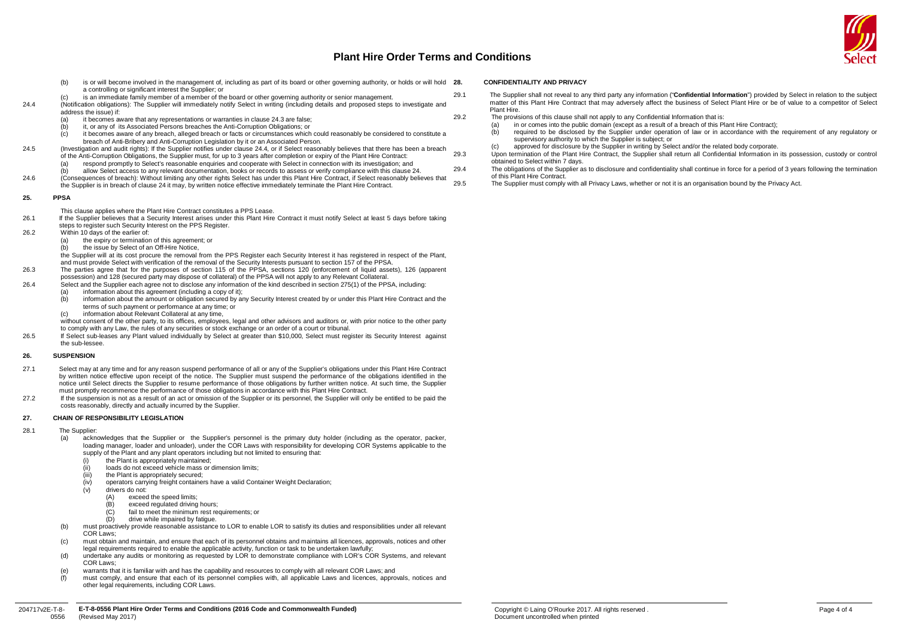(b) is or will become involved in the management of, including as part of its board or other governing authority, or holds or will hold a controlling or significant interest the Supplier; or

(c) is an immediate family member of a member of the board or other governing authority or senior management.

24.4 (Notification obligations): The Supplier will immediately notify Select in writing (including details and proposed steps to investigate and address the issue) if:

(a) it becomes aware that any representations or warranties in clause 24.3 are false;

(b) it, or any of its Associated Persons breaches the Anti-Corruption Obligations; or

(c) it becomes aware of any breach, alleged breach or facts or circumstances which could reasonably be considered to constitute a breach of Anti-Bribery and Anti-Corruption Legislation by it or an Associated Person.

24.5 (Investigation and audit rights): If the Supplier notifies under clause 24.4, or if Select reasonably believes that there has been a breach of the Anti-Corruption Obligations, the Supplier must, for up to 3 years after completion or expiry of the Plant Hire Contract:

(a) respond promptly to Select's reasonable enquiries and cooperate with Select in connection with its investigation; and

(b) allow Select access to any relevant documentation, books or records to assess or verify compliance with this clause 24.

24.6 (Consequences of breach): Without limiting any other rights Select has under this Plant Hire Contract, if Select reasonably believes that the Supplier is in breach of clause 24 it may, by written notice effective immediately terminate the Plant Hire Contract.

## 25. PPSA

This clause applies where the Plant Hire Contract constitutes a PPS Lease.

26.1 If the Supplier believes that a Security Interest arises under this Plant Hire Contract it must notify Select at least 5 days before taking steps to register such Security Interest on the PPS Register.

26.2 Within 10 days of the earlier of:

(a) the expiry or termination of this agreement; or

(b) the issue by Select of an Off-Hire Notice,

the Supplier will at its cost procure the removal from the PPS Register each Security Interest it has registered in respect of the Plant, and must provide Select with verification of the removal of the Security Interests pursuant to section 157 of the PPSA.

26.3 The parties agree that for the purposes of section 115 of the PPSA, sections 120 (enforcement of liquid assets), 126 (apparent possession) and 128 (secured party may dispose of collateral) of the PPSA will not apply to any Relevant Collateral.

26.4 Select and the Supplier each agree not to disclose any information of the kind described in section 275(1) of the PPSA, including:

(a) information about this agreement (including a copy of it);

(b) information about the amount or obligation secured by any Security Interest created by or under this Plant Hire Contract and the terms of such payment or performance at any time; or

(c) information about Relevant Collateral at any time,

without consent of the other party, to its offices, employees, legal and other advisors and auditors or, with prior notice to the other party to comply with any Law, the rules of any securities or stock exchange or an order of a court or tribunal.

26.5 If Select sub-leases any Plant valued individually by Select at greater than $10,000, Select must register its Security Interest against the sub-lessee.

## 26. SUSPENSION

27.1 Select may at any time and for any reason suspend performance of all or any of the Supplier's obligations under this Plant Hire Contract by written notice effective upon receipt of the notice. The Supplier must suspend the performance of the obligations identified in the notice until Select directs the Supplier to resume performance of those obligations by further written notice. At such time, the Supplier must promptly recommence the performance of those obligations in accordance with this Plant Hire Contract.

27.2 If the suspension is not as a result of an act or omission of the Supplier or its personnel, the Supplier will only be entitled to be paid the costs reasonably, directly and actually incurred by the Supplier.

## 27. CHAIN OF RESPONSIBILITY LEGISLATION

28.1 The Supplier:

(a) acknowledges that the Supplier or the Supplier's personnel is the primary duty holder (including as the operator, packer, loading manager, loader and unloader), under the COR Laws with responsibility for developing COR Systems applicable to the supply of the Plant and any plant operators including but not limited to ensuring that:

  (i) the Plant is appropriately maintained;

  (ii) loads do not exceed vehicle mass or dimension limits;

  (iii) the Plant is appropriately secured;

  (iv) operators carrying freight containers have a valid Container Weight Declaration;

  (v) drivers do not:

    (A) exceed the speed limits;

    (B) exceed regulated driving hours;

    (C) fail to meet the minimum rest requirements; or

    (D) drive while impaired by fatigue.

(b) must proactively provide reasonable assistance to LOR to enable LOR to satisfy its duties and responsibilities under all relevant COR Laws;

(c) must obtain and maintain, and ensure that each of its personnel obtains and maintains all licences, approvals, notices and other legal requirements required to enable the applicable activity, function or task to be undertaken lawfully;

(d) undertake any audits or monitoring as requested by LOR to demonstrate compliance with LOR's COR Systems, and relevant COR Laws;

(e) warrants that it is familiar with and has the capability and resources to comply with all relevant COR Laws; and

(f) must comply, and ensure that each of its personnel complies with, all applicable Laws and licences, approvals, notices and other legal requirements, including COR Laws.

## 28. CONFIDENTIALITY AND PRIVACY

29.1 The Supplier shall not reveal to any third party any information ("**Confidential Information**") provided by Select in relation to the subject matter of this Plant Hire Contract that may adversely affect the business of Select Plant Hire or be of value to a competitor of Select Plant Hire.

29.2 The provisions of this clause shall not apply to any Confidential Information that is:

(a) in or comes into the public domain (except as a result of a breach of this Plant Hire Contract);

(b) required to be disclosed by the Supplier under operation of law or in accordance with the requirement of any regulatory or supervisory authority to which the Supplier is subject; or

(c) approved for disclosure by the Supplier in writing by Select and/or the related body corporate.

29.3 Upon termination of the Plant Hire Contract, the Supplier shall return all Confidential Information in its possession, custody or control obtained to Select within 7 days.

29.4 The obligations of the Supplier as to disclosure and confidentiality shall continue in force for a period of 3 years following the termination of this Plant Hire Contract.

29.5 The Supplier must comply with all Privacy Laws, whether or not it is an organisation bound by the Privacy Act.